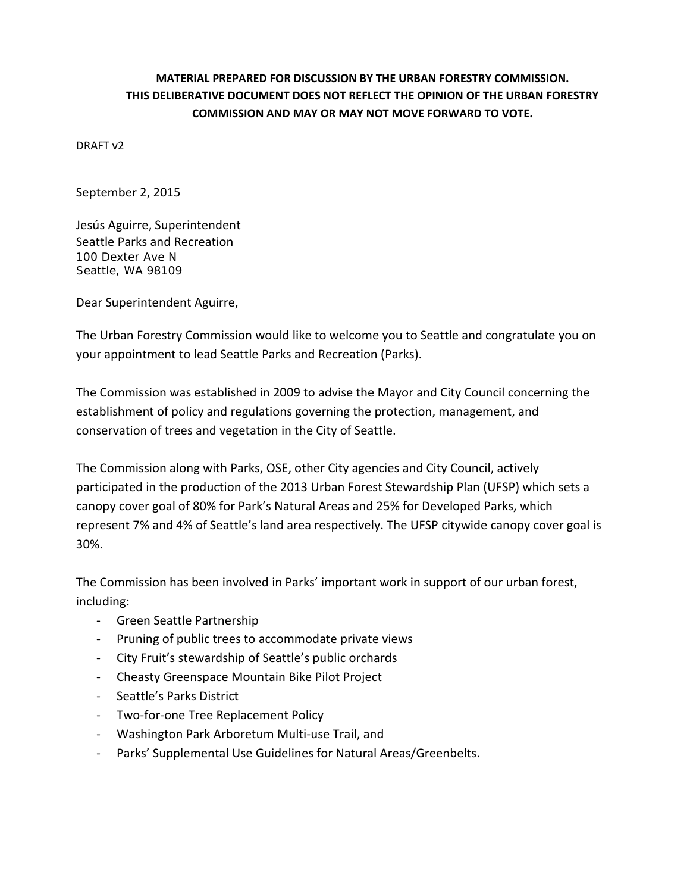**MATERIAL PREPARED FOR DISCUSSION BY THE URBAN FORESTRY COMMISSION. THIS DELIBERATIVE DOCUMENT DOES NOT REFLECT THE OPINION OF THE URBAN FORESTRY COMMISSION AND MAY OR MAY NOT MOVE FORWARD TO VOTE.**

DRAFT v2

September 2, 2015

Jesús Aguirre, Superintendent
Seattle Parks and Recreation
100 Dexter Ave N
Seattle, WA 98109

Dear Superintendent Aguirre,

The Urban Forestry Commission would like to welcome you to Seattle and congratulate you on your appointment to lead Seattle Parks and Recreation (Parks).

The Commission was established in 2009 to advise the Mayor and City Council concerning the establishment of policy and regulations governing the protection, management, and conservation of trees and vegetation in the City of Seattle.

The Commission along with Parks, OSE, other City agencies and City Council, actively participated in the production of the 2013 Urban Forest Stewardship Plan (UFSP) which sets a canopy cover goal of 80% for Park's Natural Areas and 25% for Developed Parks, which represent 7% and 4% of Seattle's land area respectively. The UFSP citywide canopy cover goal is 30%.

The Commission has been involved in Parks' important work in support of our urban forest, including:

- Green Seattle Partnership
- Pruning of public trees to accommodate private views
- City Fruit's stewardship of Seattle's public orchards
- Cheasty Greenspace Mountain Bike Pilot Project
- Seattle's Parks District
- Two-for-one Tree Replacement Policy
- Washington Park Arboretum Multi-use Trail, and
- Parks' Supplemental Use Guidelines for Natural Areas/Greenbelts.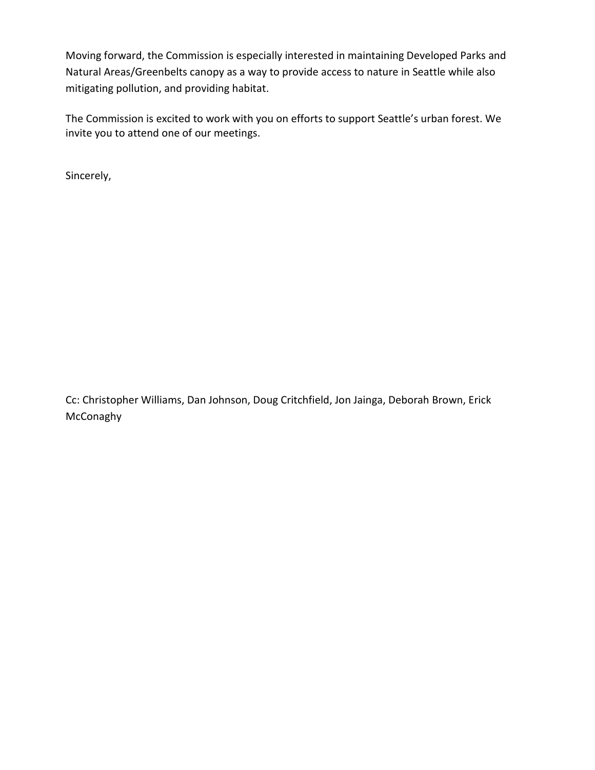Moving forward, the Commission is especially interested in maintaining Developed Parks and Natural Areas/Greenbelts canopy as a way to provide access to nature in Seattle while also mitigating pollution, and providing habitat.

The Commission is excited to work with you on efforts to support Seattle's urban forest. We invite you to attend one of our meetings.

Sincerely,

Cc: Christopher Williams, Dan Johnson, Doug Critchfield, Jon Jainga, Deborah Brown, Erick McConaghy